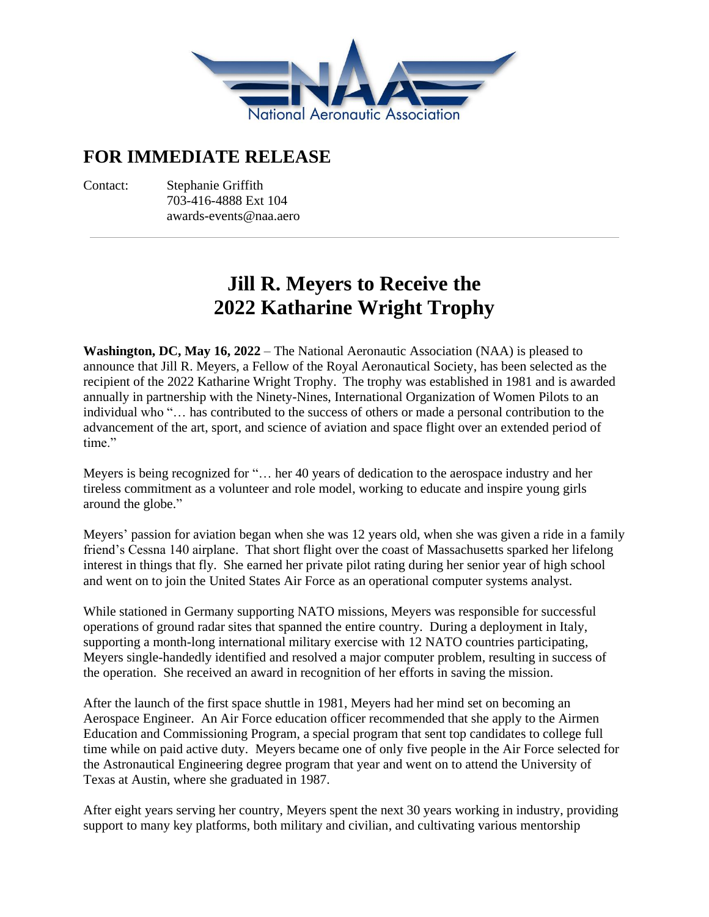National Aeronautic Association

## FOR IMMEDIATE RELEASE

Contact: Stephanie Griffith
703-416-4888 Ext 104
awards-events@naa.aero

---

# Jill R. Meyers to Receive the 2022 Katharine Wright Trophy

**Washington, DC, May 16, 2022** – The National Aeronautic Association (NAA) is pleased to announce that Jill R. Meyers, a Fellow of the Royal Aeronautical Society, has been selected as the recipient of the 2022 Katharine Wright Trophy. The trophy was established in 1981 and is awarded annually in partnership with the Ninety-Nines, International Organization of Women Pilots to an individual who "… has contributed to the success of others or made a personal contribution to the advancement of the art, sport, and science of aviation and space flight over an extended period of time."

Meyers is being recognized for "… her 40 years of dedication to the aerospace industry and her tireless commitment as a volunteer and role model, working to educate and inspire young girls around the globe."

Meyers' passion for aviation began when she was 12 years old, when she was given a ride in a family friend's Cessna 140 airplane. That short flight over the coast of Massachusetts sparked her lifelong interest in things that fly. She earned her private pilot rating during her senior year of high school and went on to join the United States Air Force as an operational computer systems analyst.

While stationed in Germany supporting NATO missions, Meyers was responsible for successful operations of ground radar sites that spanned the entire country. During a deployment in Italy, supporting a month-long international military exercise with 12 NATO countries participating, Meyers single-handedly identified and resolved a major computer problem, resulting in success of the operation. She received an award in recognition of her efforts in saving the mission.

After the launch of the first space shuttle in 1981, Meyers had her mind set on becoming an Aerospace Engineer. An Air Force education officer recommended that she apply to the Airmen Education and Commissioning Program, a special program that sent top candidates to college full time while on paid active duty. Meyers became one of only five people in the Air Force selected for the Astronautical Engineering degree program that year and went on to attend the University of Texas at Austin, where she graduated in 1987.

After eight years serving her country, Meyers spent the next 30 years working in industry, providing support to many key platforms, both military and civilian, and cultivating various mentorship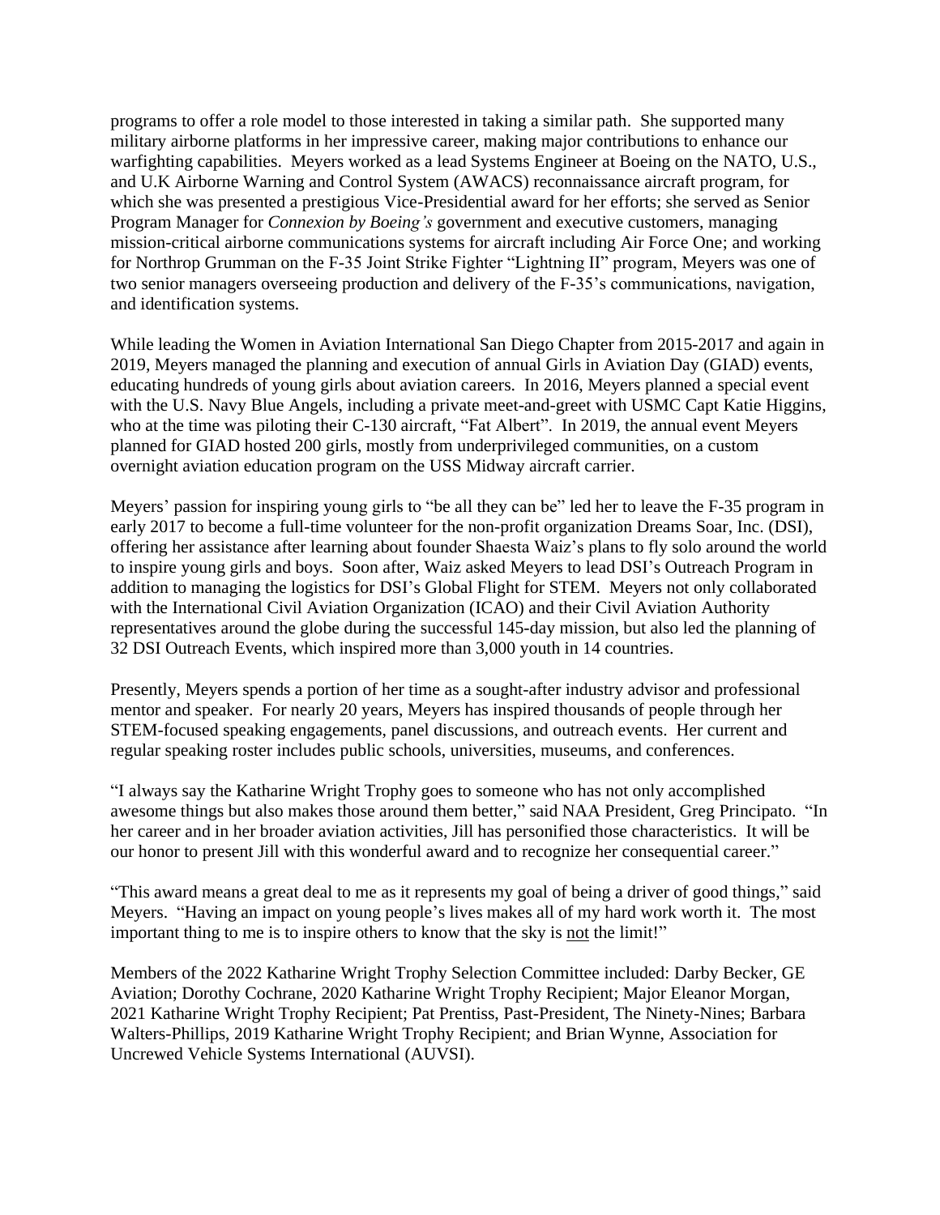programs to offer a role model to those interested in taking a similar path. She supported many military airborne platforms in her impressive career, making major contributions to enhance our warfighting capabilities. Meyers worked as a lead Systems Engineer at Boeing on the NATO, U.S., and U.K Airborne Warning and Control System (AWACS) reconnaissance aircraft program, for which she was presented a prestigious Vice-Presidential award for her efforts; she served as Senior Program Manager for *Connexion by Boeing's* government and executive customers, managing mission-critical airborne communications systems for aircraft including Air Force One; and working for Northrop Grumman on the F-35 Joint Strike Fighter "Lightning II" program, Meyers was one of two senior managers overseeing production and delivery of the F-35's communications, navigation, and identification systems.

While leading the Women in Aviation International San Diego Chapter from 2015-2017 and again in 2019, Meyers managed the planning and execution of annual Girls in Aviation Day (GIAD) events, educating hundreds of young girls about aviation careers. In 2016, Meyers planned a special event with the U.S. Navy Blue Angels, including a private meet-and-greet with USMC Capt Katie Higgins, who at the time was piloting their C-130 aircraft, "Fat Albert". In 2019, the annual event Meyers planned for GIAD hosted 200 girls, mostly from underprivileged communities, on a custom overnight aviation education program on the USS Midway aircraft carrier.

Meyers' passion for inspiring young girls to "be all they can be" led her to leave the F-35 program in early 2017 to become a full-time volunteer for the non-profit organization Dreams Soar, Inc. (DSI), offering her assistance after learning about founder Shaesta Waiz's plans to fly solo around the world to inspire young girls and boys. Soon after, Waiz asked Meyers to lead DSI's Outreach Program in addition to managing the logistics for DSI's Global Flight for STEM. Meyers not only collaborated with the International Civil Aviation Organization (ICAO) and their Civil Aviation Authority representatives around the globe during the successful 145-day mission, but also led the planning of 32 DSI Outreach Events, which inspired more than 3,000 youth in 14 countries.

Presently, Meyers spends a portion of her time as a sought-after industry advisor and professional mentor and speaker. For nearly 20 years, Meyers has inspired thousands of people through her STEM-focused speaking engagements, panel discussions, and outreach events. Her current and regular speaking roster includes public schools, universities, museums, and conferences.

"I always say the Katharine Wright Trophy goes to someone who has not only accomplished awesome things but also makes those around them better," said NAA President, Greg Principato. "In her career and in her broader aviation activities, Jill has personified those characteristics. It will be our honor to present Jill with this wonderful award and to recognize her consequential career."

"This award means a great deal to me as it represents my goal of being a driver of good things," said Meyers. "Having an impact on young people's lives makes all of my hard work worth it. The most important thing to me is to inspire others to know that the sky is <u>not</u> the limit!"

Members of the 2022 Katharine Wright Trophy Selection Committee included: Darby Becker, GE Aviation; Dorothy Cochrane, 2020 Katharine Wright Trophy Recipient; Major Eleanor Morgan, 2021 Katharine Wright Trophy Recipient; Pat Prentiss, Past-President, The Ninety-Nines; Barbara Walters-Phillips, 2019 Katharine Wright Trophy Recipient; and Brian Wynne, Association for Uncrewed Vehicle Systems International (AUVSI).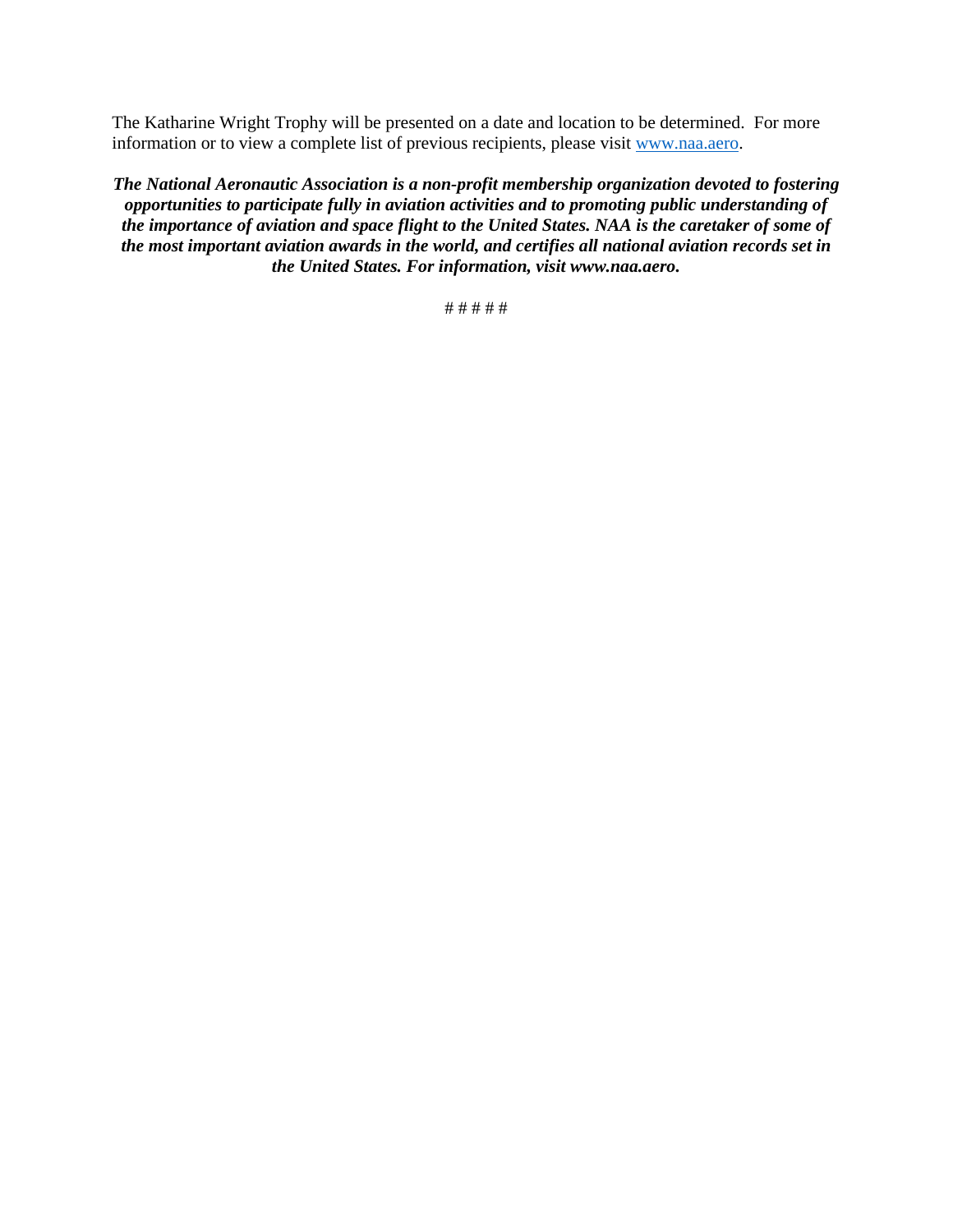The Katharine Wright Trophy will be presented on a date and location to be determined. For more information or to view a complete list of previous recipients, please visit [www.naa.aero](http://www.naa.aero).

***The National Aeronautic Association is a non-profit membership organization devoted to fostering opportunities to participate fully in aviation activities and to promoting public understanding of the importance of aviation and space flight to the United States. NAA is the caretaker of some of the most important aviation awards in the world, and certifies all national aviation records set in the United States. For information, visit www.naa.aero.***

# # # # #